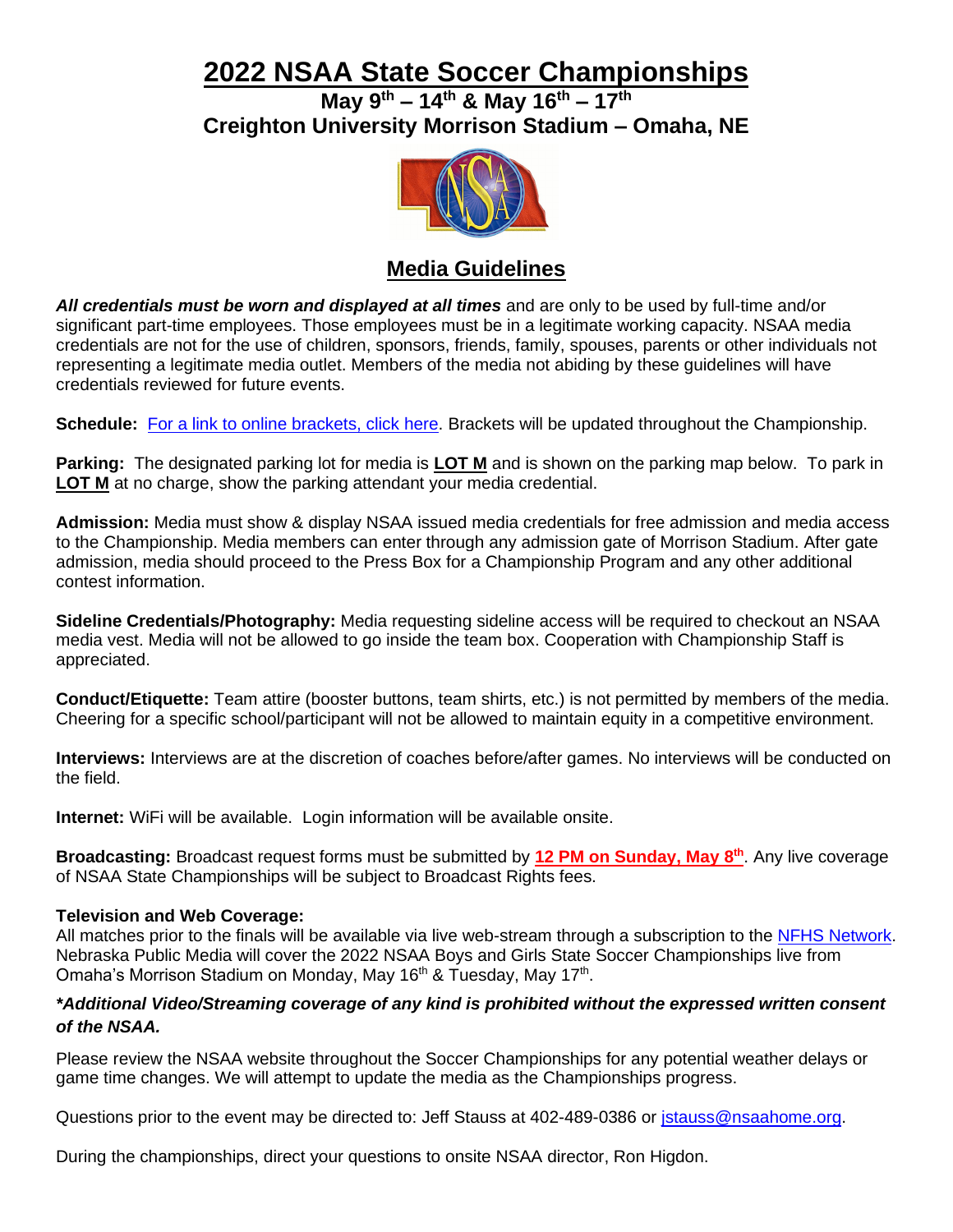# 2022 NSAA State Soccer Championships

## May 9th – 14th & May 16th – 17th

## Creighton University Morrison Stadium – Omaha, NE

## Media Guidelines

***All credentials must be worn and displayed at all times*** and are only to be used by full-time and/or significant part-time employees. Those employees must be in a legitimate working capacity. NSAA media credentials are not for the use of children, sponsors, friends, family, spouses, parents or other individuals not representing a legitimate media outlet. Members of the media not abiding by these guidelines will have credentials reviewed for future events.

**Schedule:** For a link to online brackets, click here. Brackets will be updated throughout the Championship.

**Parking:** The designated parking lot for media is **LOT M** and is shown on the parking map below. To park in **LOT M** at no charge, show the parking attendant your media credential.

**Admission:** Media must show & display NSAA issued media credentials for free admission and media access to the Championship. Media members can enter through any admission gate of Morrison Stadium. After gate admission, media should proceed to the Press Box for a Championship Program and any other additional contest information.

**Sideline Credentials/Photography:** Media requesting sideline access will be required to checkout an NSAA media vest. Media will not be allowed to go inside the team box. Cooperation with Championship Staff is appreciated.

**Conduct/Etiquette:** Team attire (booster buttons, team shirts, etc.) is not permitted by members of the media. Cheering for a specific school/participant will not be allowed to maintain equity in a competitive environment.

**Interviews:** Interviews are at the discretion of coaches before/after games. No interviews will be conducted on the field.

**Internet:** WiFi will be available. Login information will be available onsite.

**Broadcasting:** Broadcast request forms must be submitted by **12 PM on Sunday, May 8th**. Any live coverage of NSAA State Championships will be subject to Broadcast Rights fees.

**Television and Web Coverage:**
All matches prior to the finals will be available via live web-stream through a subscription to the NFHS Network. Nebraska Public Media will cover the 2022 NSAA Boys and Girls State Soccer Championships live from Omaha's Morrison Stadium on Monday, May 16th & Tuesday, May 17th.

***\*Additional Video/Streaming coverage of any kind is prohibited without the expressed written consent of the NSAA.***

Please review the NSAA website throughout the Soccer Championships for any potential weather delays or game time changes. We will attempt to update the media as the Championships progress.

Questions prior to the event may be directed to: Jeff Stauss at 402-489-0386 or jstauss@nsaahome.org.

During the championships, direct your questions to onsite NSAA director, Ron Higdon.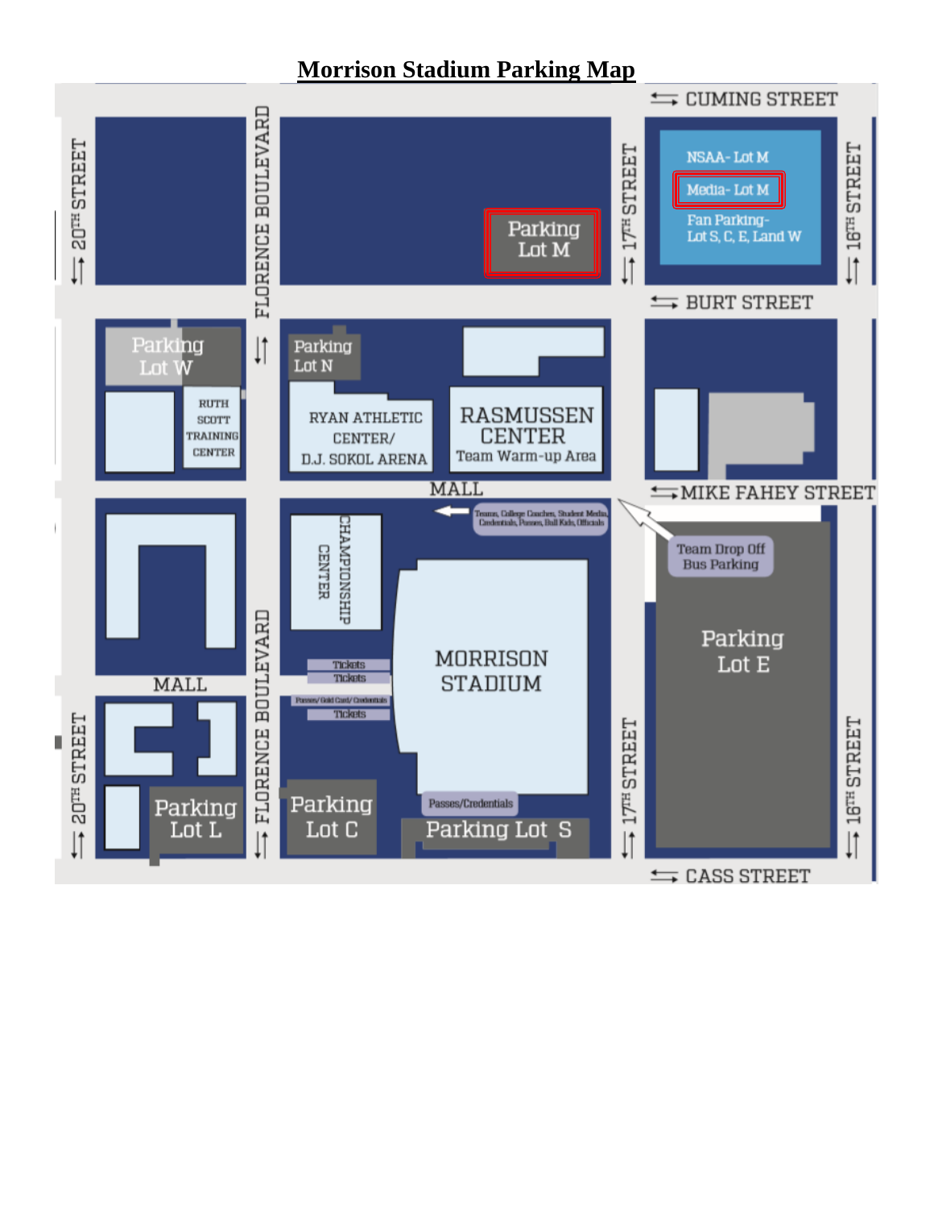# Morrison Stadium Parking Map

CUMING STREET

NSAA- Lot M

Media- Lot M

Fan Parking- Lot S, C, E, L and W

Parking Lot M

20TH STREET

FLORENCE BOULEVARD

17TH STREET

16TH STREET

BURT STREET

Parking Lot W

RUTH SCOTT TRAINING CENTER

Parking Lot N

RYAN ATHLETIC CENTER/ D.J. SOKOL ARENA

RASMUSSEN CENTER Team Warm-up Area

MALL

MIKE FAHEY STREET

Teams, College Coaches, Student Media, Credentials, Passes, Ball Kids, Officials

Team Drop Off Bus Parking

CHAMPIONSHIP CENTER

MORRISON STADIUM

Tickets

Tickets

Passes/ Gold Card/ Credentials

Tickets

Parking Lot E

MALL

Parking Lot L

Parking Lot C

Passes/Credentials

Parking Lot S

CASS STREET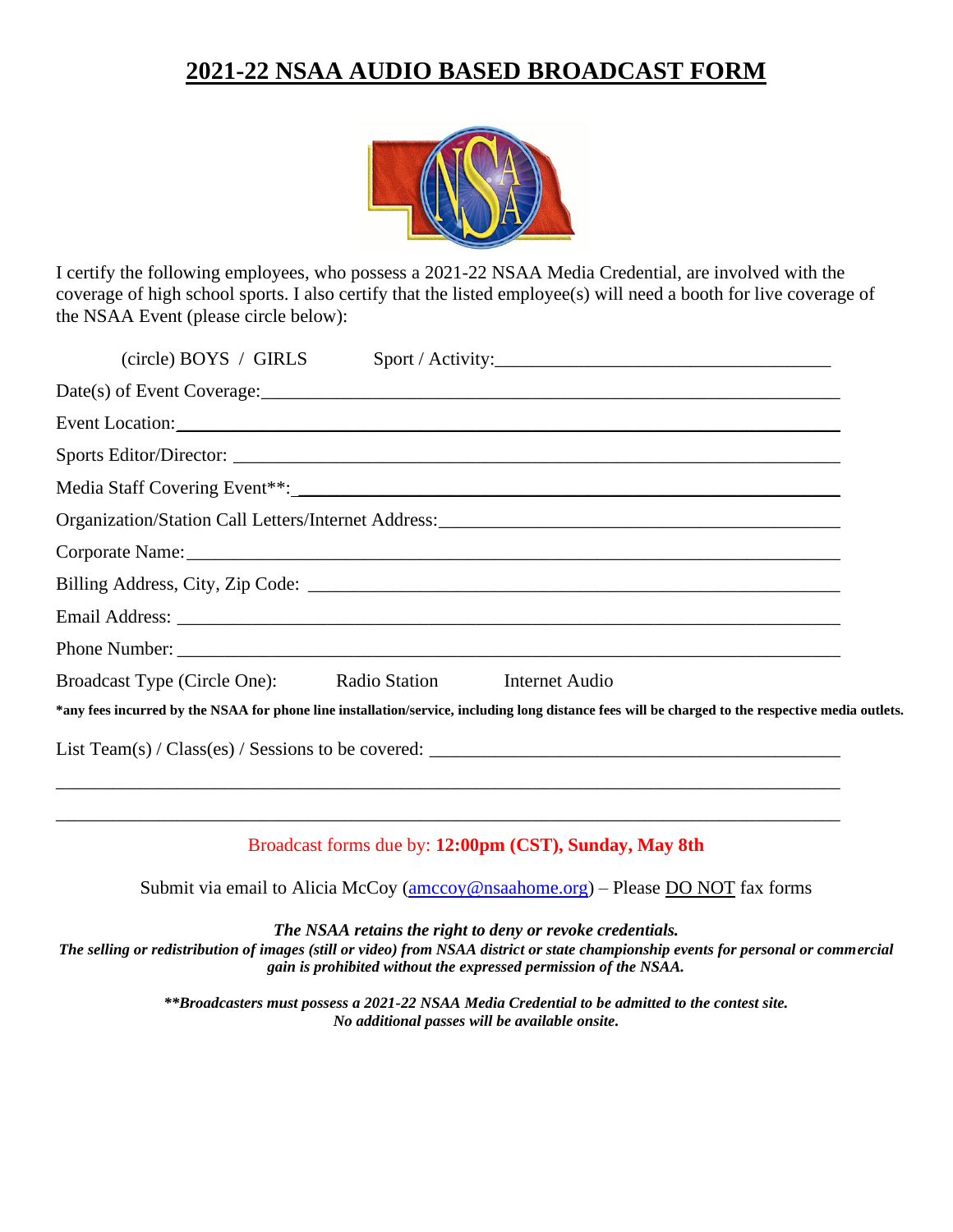# 2021-22 NSAA AUDIO BASED BROADCAST FORM

I certify the following employees, who possess a 2021-22 NSAA Media Credential, are involved with the coverage of high school sports. I also certify that the listed employee(s) will need a booth for live coverage of the NSAA Event (please circle below):

(circle) BOYS / GIRLS     Sport / Activity:___________________________________

Date(s) of Event Coverage:___________________________________________________________

Event Location:______________________________________________________________

Sports Editor/Director: ______________________________________________________

Media Staff Covering Event**:_________________________________________________

Organization/Station Call Letters/Internet Address:______________________________

Corporate Name:______________________________________________________________

Billing Address, City, Zip Code: ______________________________________________

Email Address: ______________________________________________________________

Phone Number: _______________________________________________________________

Broadcast Type (Circle One):     Radio Station     Internet Audio

**\*any fees incurred by the NSAA for phone line installation/service, including long distance fees will be charged to the respective media outlets.**

List Team(s) / Class(es) / Sessions to be covered: ______________________________

_____________________________________________________________________________

_____________________________________________________________________________

Broadcast forms due by: **12:00pm (CST), Sunday, May 8th**

Submit via email to Alicia McCoy (amccoy@nsaahome.org) – Please DO NOT fax forms

***The NSAA retains the right to deny or revoke credentials.***
***The selling or redistribution of images (still or video) from NSAA district or state championship events for personal or commercial gain is prohibited without the expressed permission of the NSAA.***

***\*\*Broadcasters must possess a 2021-22 NSAA Media Credential to be admitted to the contest site. No additional passes will be available onsite.***